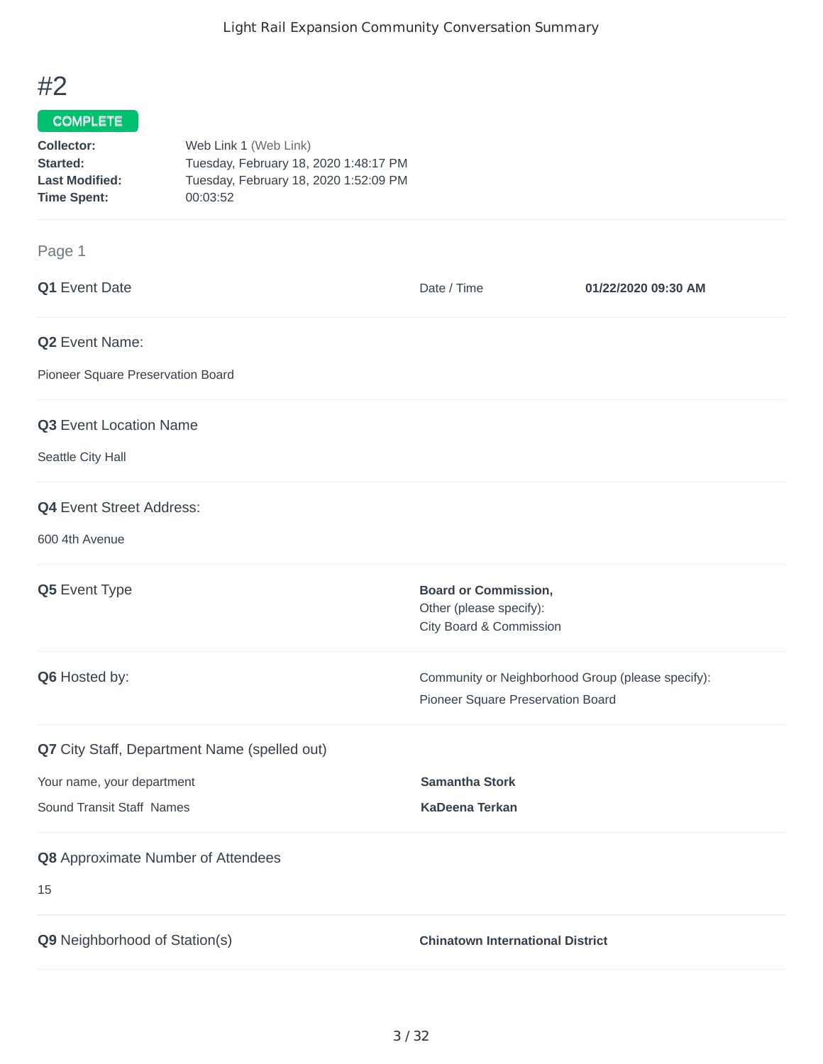# #2

**COMPLETE**

**Collector:** Web Link 1 (Web Link)
**Started:** Tuesday, February 18, 2020 1:48:17 PM
**Last Modified:** Tuesday, February 18, 2020 1:52:09 PM
**Time Spent:** 00:03:52

## Page 1

**Q1** Event Date

Date / Time **01/22/2020 09:30 AM**

**Q2** Event Name:

Pioneer Square Preservation Board

**Q3** Event Location Name

Seattle City Hall

**Q4** Event Street Address:

600 4th Avenue

**Q5** Event Type

**Board or Commission,**
Other (please specify):
City Board & Commission

**Q6** Hosted by:

Community or Neighborhood Group (please specify):
Pioneer Square Preservation Board

**Q7** City Staff, Department Name (spelled out)

Your name, your department **Samantha Stork**

Sound Transit Staff Names **KaDeena Terkan**

**Q8** Approximate Number of Attendees

15

**Q9** Neighborhood of Station(s)

**Chinatown International District**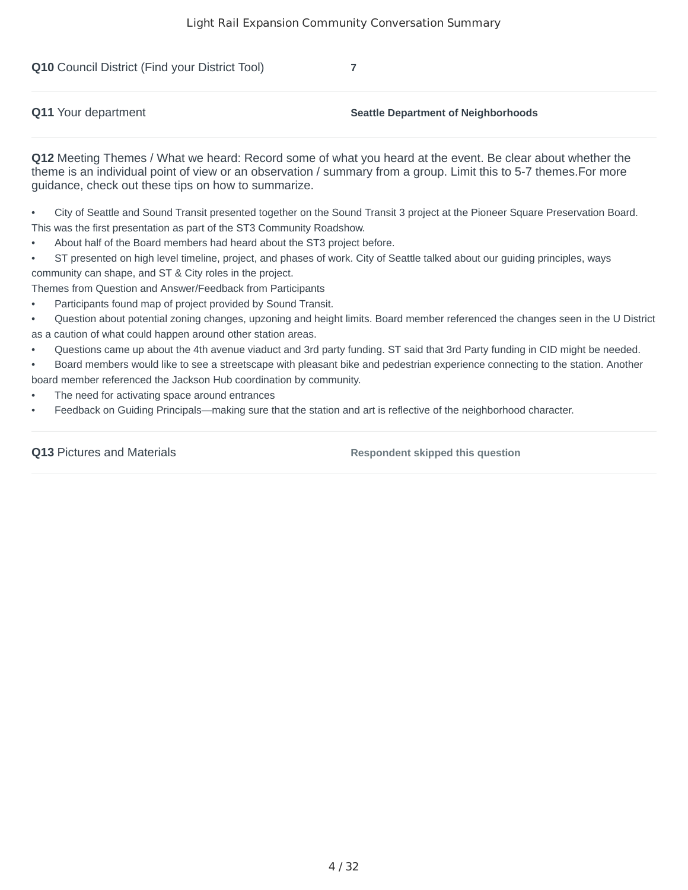**Q10** Council District (Find your District Tool)

**7**

**Q11** Your department

**Seattle Department of Neighborhoods**

**Q12** Meeting Themes / What we heard: Record some of what you heard at the event. Be clear about whether the theme is an individual point of view or an observation / summary from a group. Limit this to 5-7 themes.For more guidance, check out these tips on how to summarize.

- City of Seattle and Sound Transit presented together on the Sound Transit 3 project at the Pioneer Square Preservation Board. This was the first presentation as part of the ST3 Community Roadshow.
- About half of the Board members had heard about the ST3 project before.
- ST presented on high level timeline, project, and phases of work. City of Seattle talked about our guiding principles, ways community can shape, and ST & City roles in the project.

Themes from Question and Answer/Feedback from Participants

- Participants found map of project provided by Sound Transit.
- Question about potential zoning changes, upzoning and height limits. Board member referenced the changes seen in the U District as a caution of what could happen around other station areas.
- Questions came up about the 4th avenue viaduct and 3rd party funding. ST said that 3rd Party funding in CID might be needed.
- Board members would like to see a streetscape with pleasant bike and pedestrian experience connecting to the station. Another board member referenced the Jackson Hub coordination by community.
- The need for activating space around entrances
- Feedback on Guiding Principals—making sure that the station and art is reflective of the neighborhood character.

**Q13** Pictures and Materials

**Respondent skipped this question**